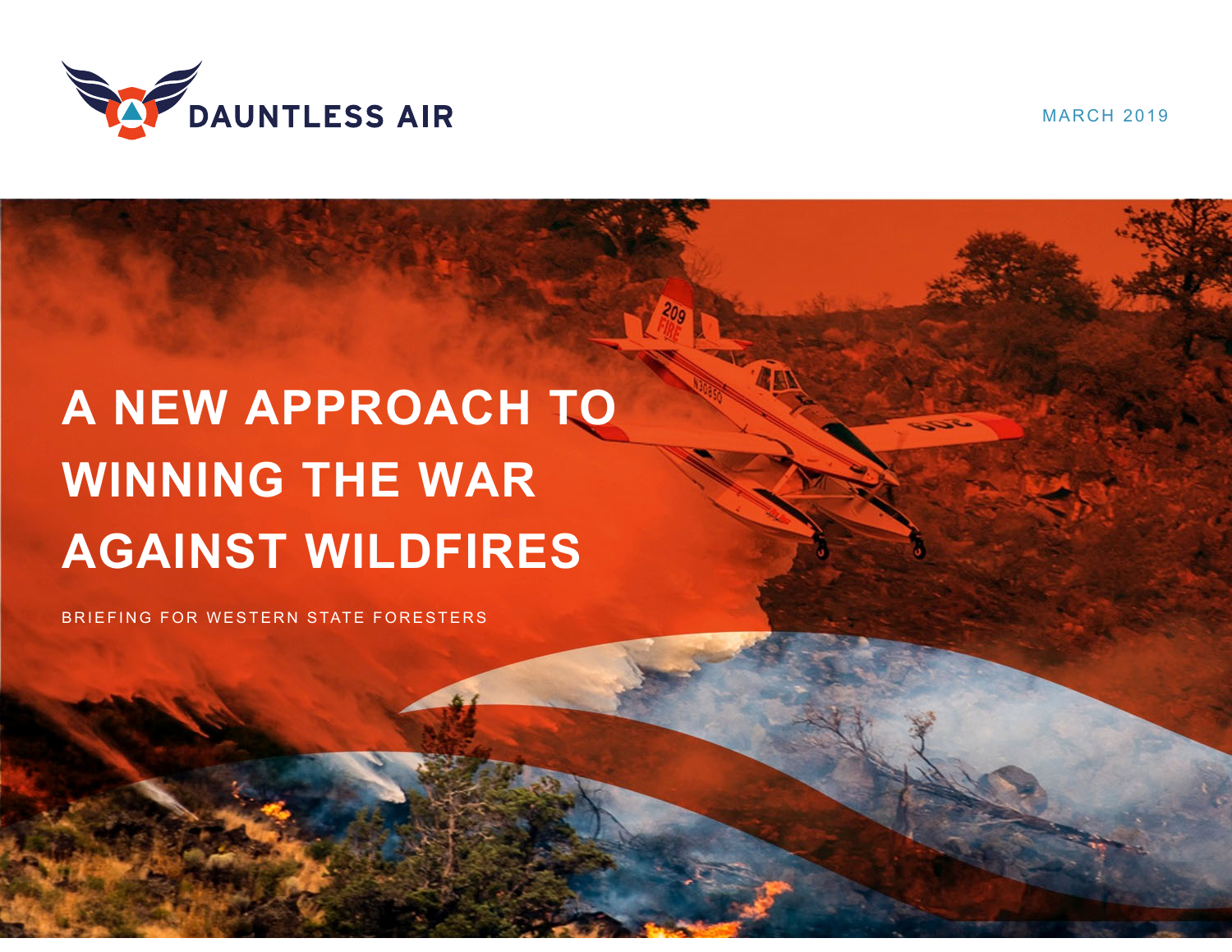DAUNTLESS AIR

MARCH 2019

# A NEW APPROACH TO WINNING THE WAR AGAINST WILDFIRES

BRIEFING FOR WESTERN STATE FORESTERS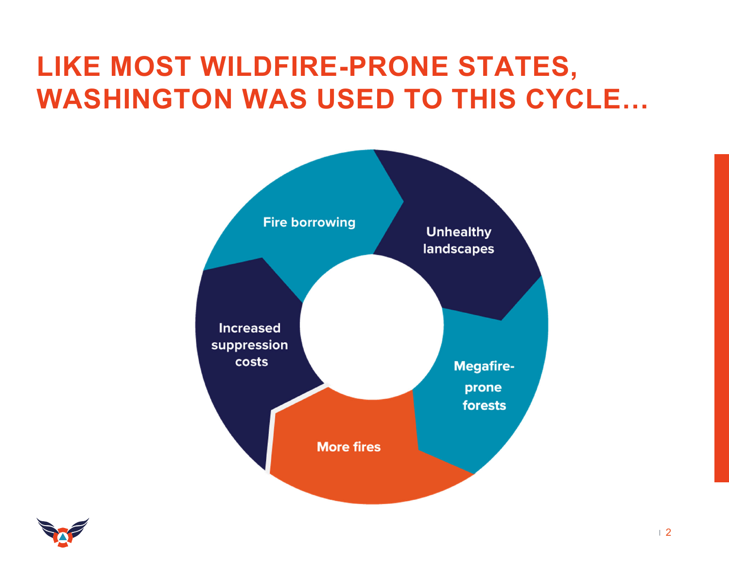# LIKE MOST WILDFIRE-PRONE STATES, WASHINGTON WAS USED TO THIS CYCLE…

Fire borrowing

Unhealthy landscapes

Megafire-prone forests

More fires

Increased suppression costs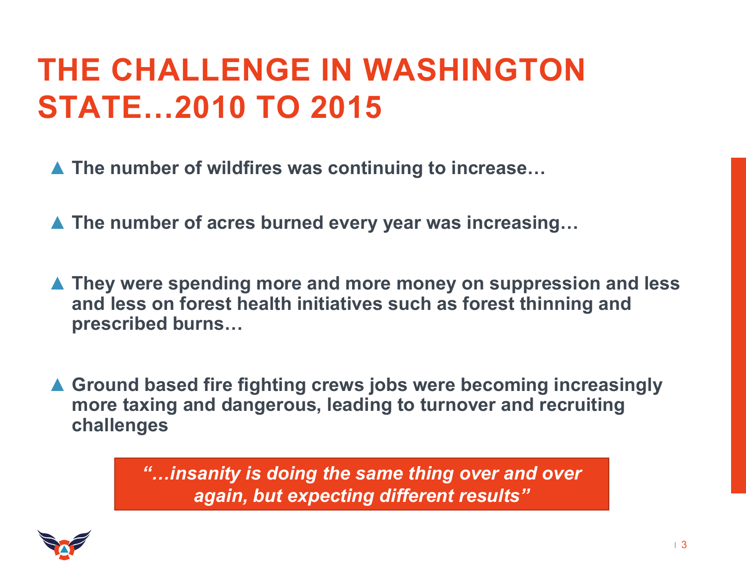# THE CHALLENGE IN WASHINGTON STATE…2010 TO 2015

- **The number of wildfires was continuing to increase…**
- **The number of acres burned every year was increasing…**
- **They were spending more and more money on suppression and less and less on forest health initiatives such as forest thinning and prescribed burns…**
- **Ground based fire fighting crews jobs were becoming increasingly more taxing and dangerous, leading to turnover and recruiting challenges**

***"…insanity is doing the same thing over and over again, but expecting different results"***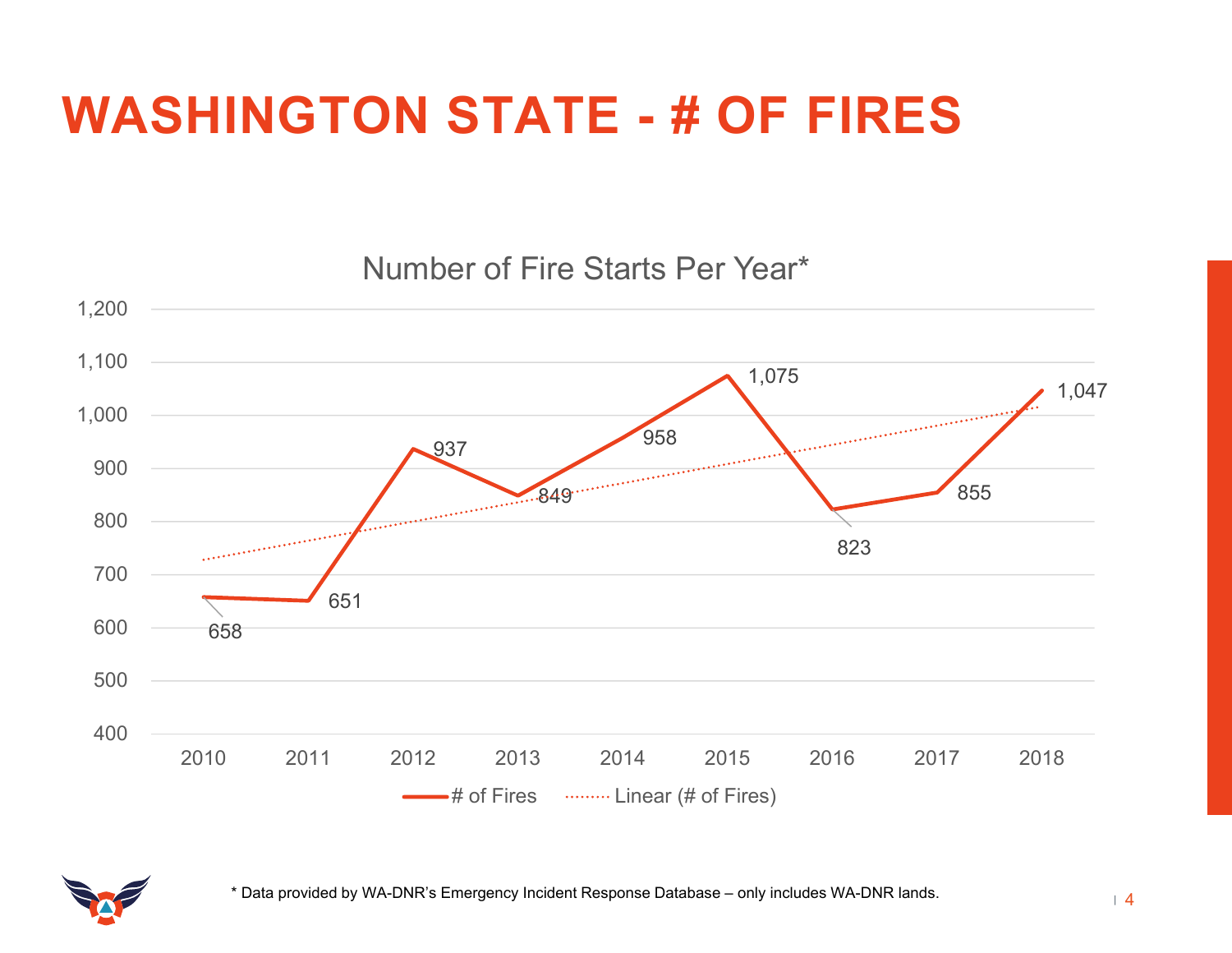# WASHINGTON STATE - # OF FIRES

**Number of Fire Starts Per Year***

| Year | # of Fires |
|---|---|
| 2010 | 658 |
| 2011 | 651 |
| 2012 | 937 |
| 2013 | 849 |
| 2014 | 958 |
| 2015 | 1,075 |
| 2016 | 823 |
| 2017 | 855 |
| 2018 | 1,047 |

Legend: # of Fires; Linear (# of Fires)

\* Data provided by WA-DNR's Emergency Incident Response Database – only includes WA-DNR lands.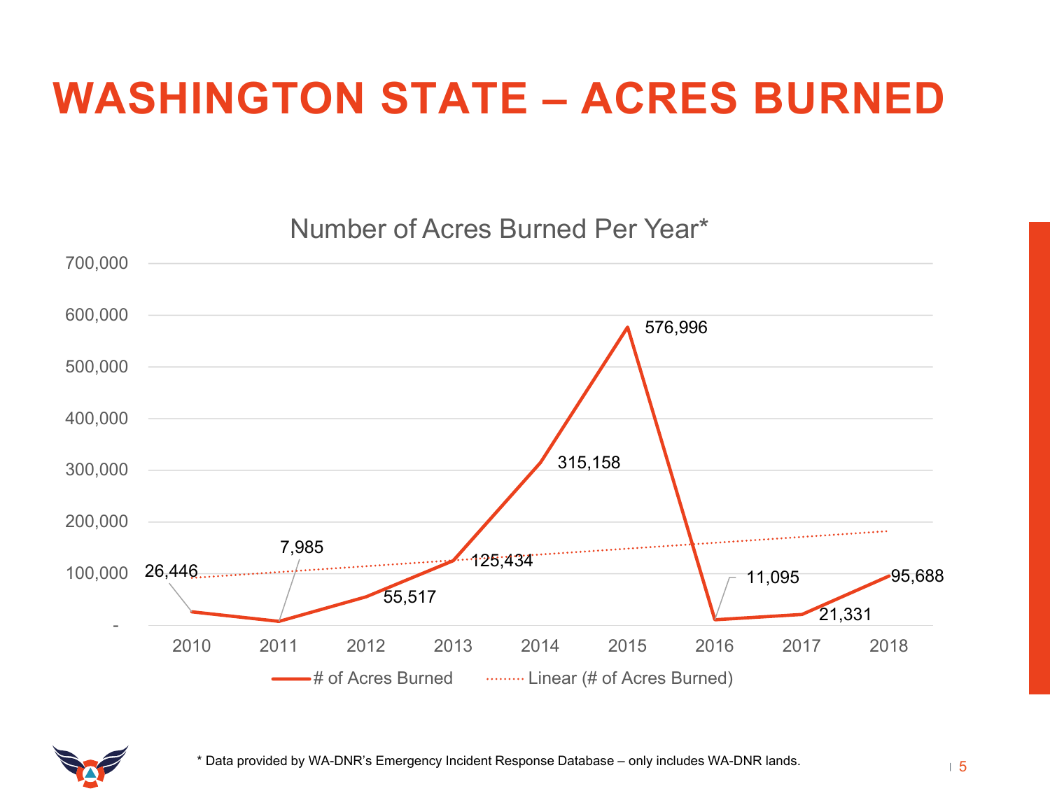# WASHINGTON STATE – ACRES BURNED

Number of Acres Burned Per Year*

| Year | # of Acres Burned |
|---|---|
| 2010 | 26,446 |
| 2011 | 7,985 |
| 2012 | 55,517 |
| 2013 | 125,434 |
| 2014 | 315,158 |
| 2015 | 576,996 |
| 2016 | 11,095 |
| 2017 | 21,331 |
| 2018 | 95,688 |

— # of Acres Burned ······ Linear (# of Acres Burned)

\* Data provided by WA-DNR's Emergency Incident Response Database – only includes WA-DNR lands.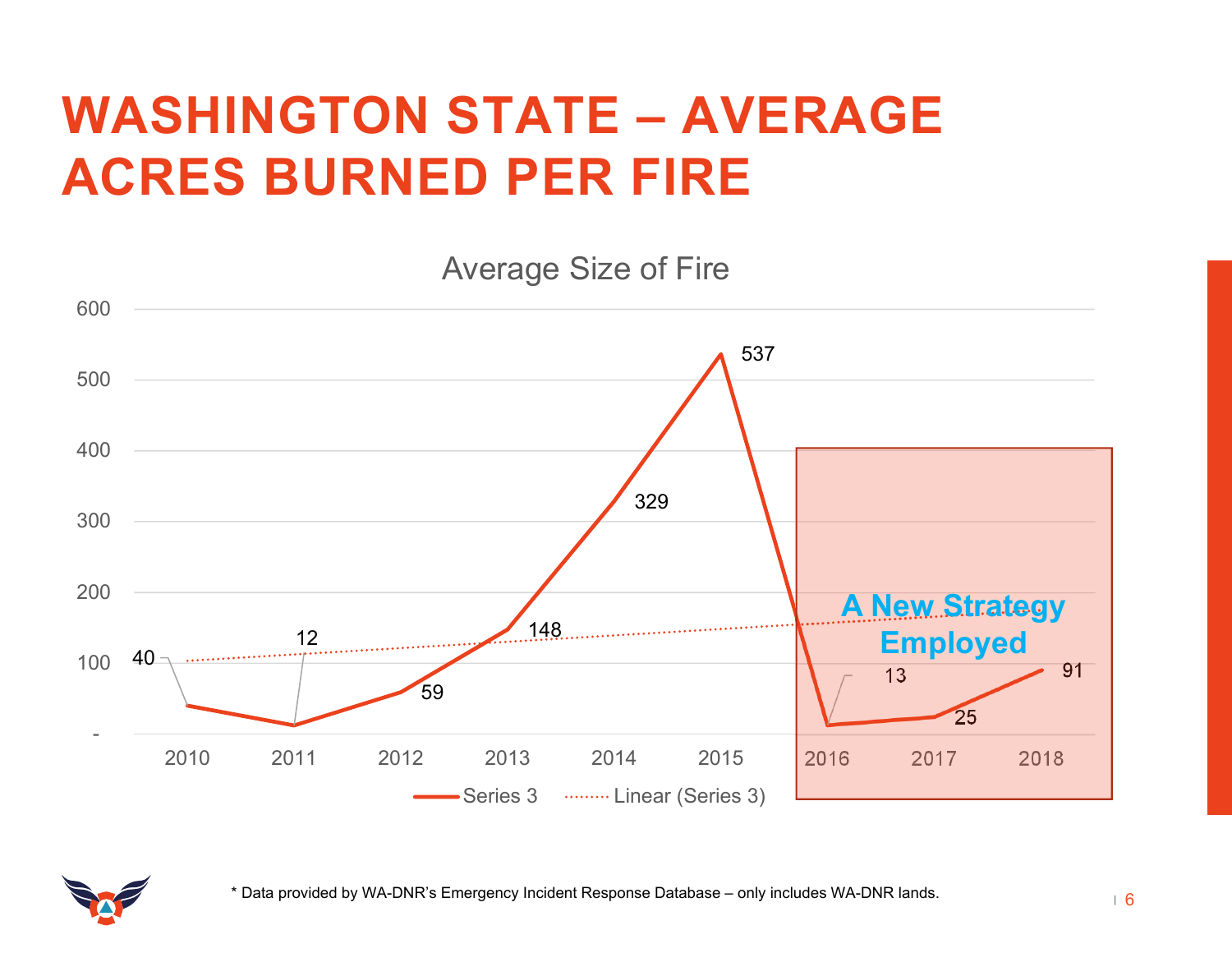# WASHINGTON STATE – AVERAGE ACRES BURNED PER FIRE

Average Size of Fire

| Year | Average Size of Fire (acres) |
|---|---|
| 2010 | 40 |
| 2011 | 12 |
| 2012 | 59 |
| 2013 | 148 |
| 2014 | 329 |
| 2015 | 537 |
| 2016 | 13 |
| 2017 | 25 |
| 2018 | 91 |

Series 3 · Linear (Series 3)

A New Strategy Employed (2016–2018)

* Data provided by WA-DNR's Emergency Incident Response Database – only includes WA-DNR lands.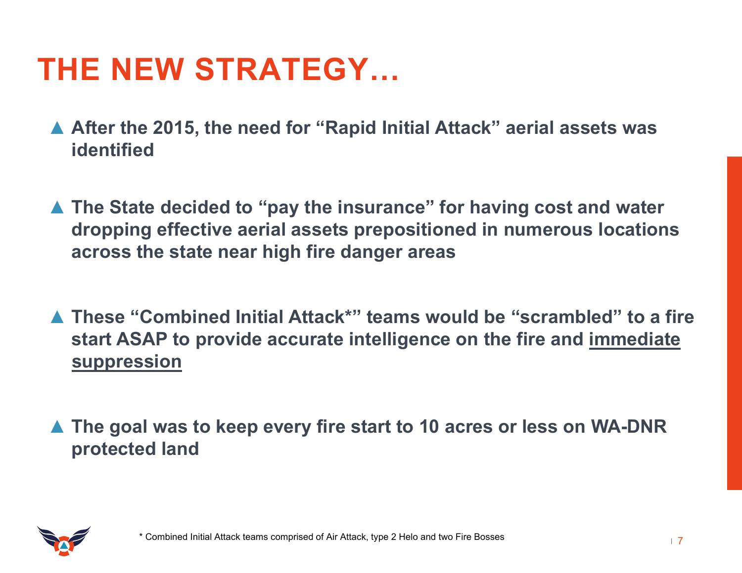# THE NEW STRATEGY…

- **After the 2015, the need for "Rapid Initial Attack" aerial assets was identified**

- **The State decided to "pay the insurance" for having cost and water dropping effective aerial assets prepositioned in numerous locations across the state near high fire danger areas**

- **These "Combined Initial Attack*" teams would be "scrambled" to a fire start ASAP to provide accurate intelligence on the fire and <u>immediate suppression</u>**

- **The goal was to keep every fire start to 10 acres or less on WA-DNR protected land**

\* Combined Initial Attack teams comprised of Air Attack, type 2 Helo and two Fire Bosses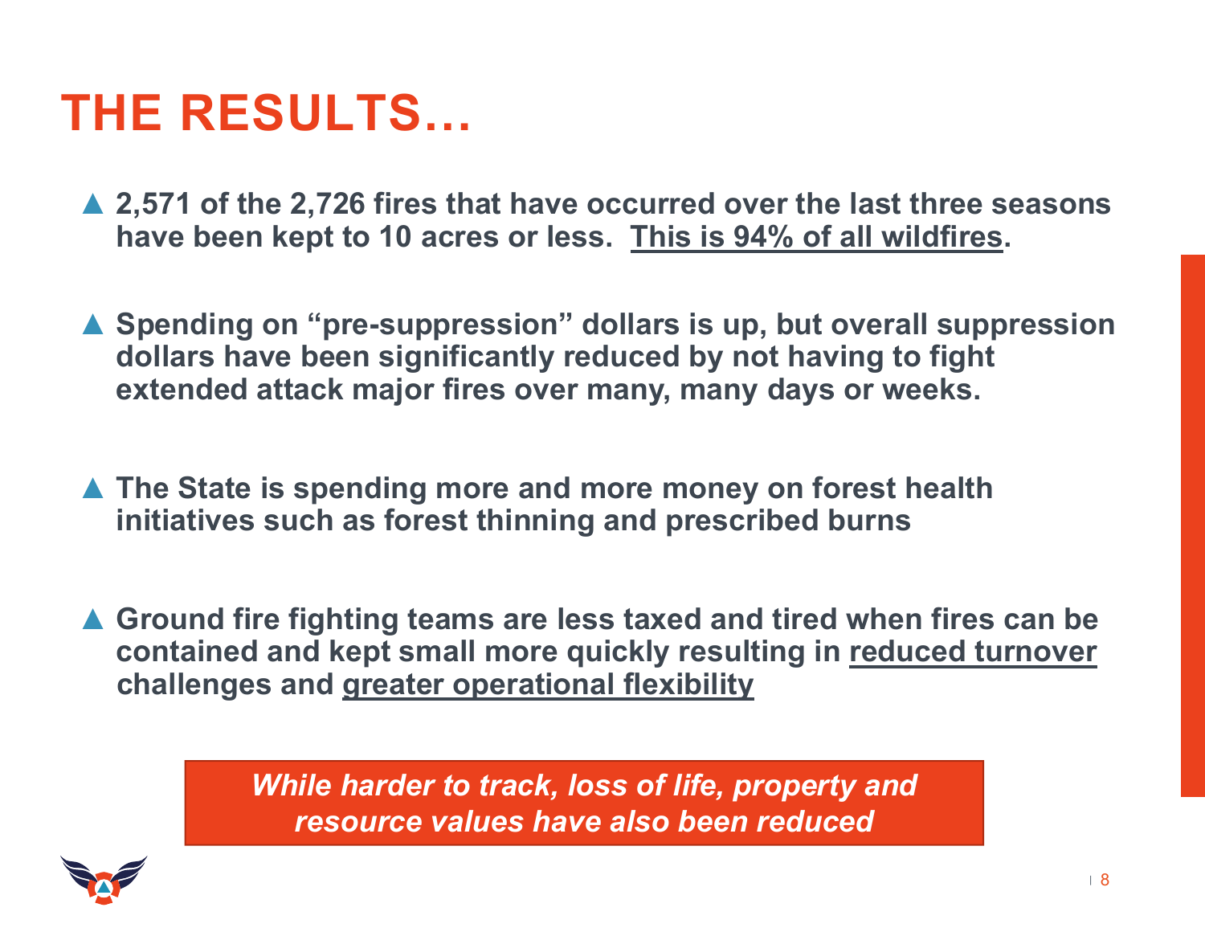# THE RESULTS…

- **2,571 of the 2,726 fires that have occurred over the last three seasons have been kept to 10 acres or less. <u>This is 94% of all wildfires</u>.**

- **Spending on "pre-suppression" dollars is up, but overall suppression dollars have been significantly reduced by not having to fight extended attack major fires over many, many days or weeks.**

- **The State is spending more and more money on forest health initiatives such as forest thinning and prescribed burns**

- **Ground fire fighting teams are less taxed and tired when fires can be contained and kept small more quickly resulting in <u>reduced turnover</u> challenges and <u>greater operational flexibility</u>**

***While harder to track, loss of life, property and resource values have also been reduced***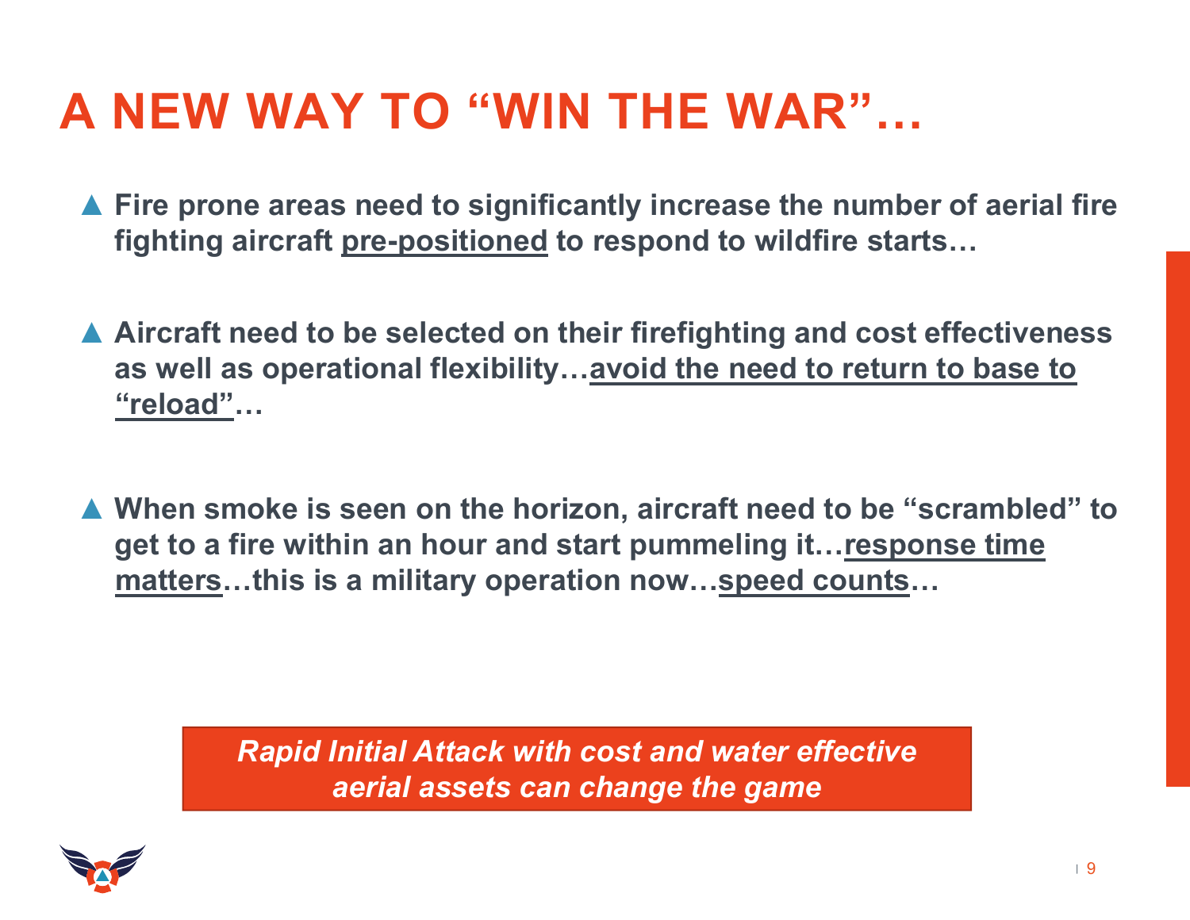# A NEW WAY TO "WIN THE WAR"…

- **Fire prone areas need to significantly increase the number of aerial fire fighting aircraft pre-positioned to respond to wildfire starts…**

- **Aircraft need to be selected on their firefighting and cost effectiveness as well as operational flexibility…avoid the need to return to base to "reload"…**

- **When smoke is seen on the horizon, aircraft need to be "scrambled" to get to a fire within an hour and start pummeling it…response time matters…this is a military operation now…speed counts…**

***Rapid Initial Attack with cost and water effective aerial assets can change the game***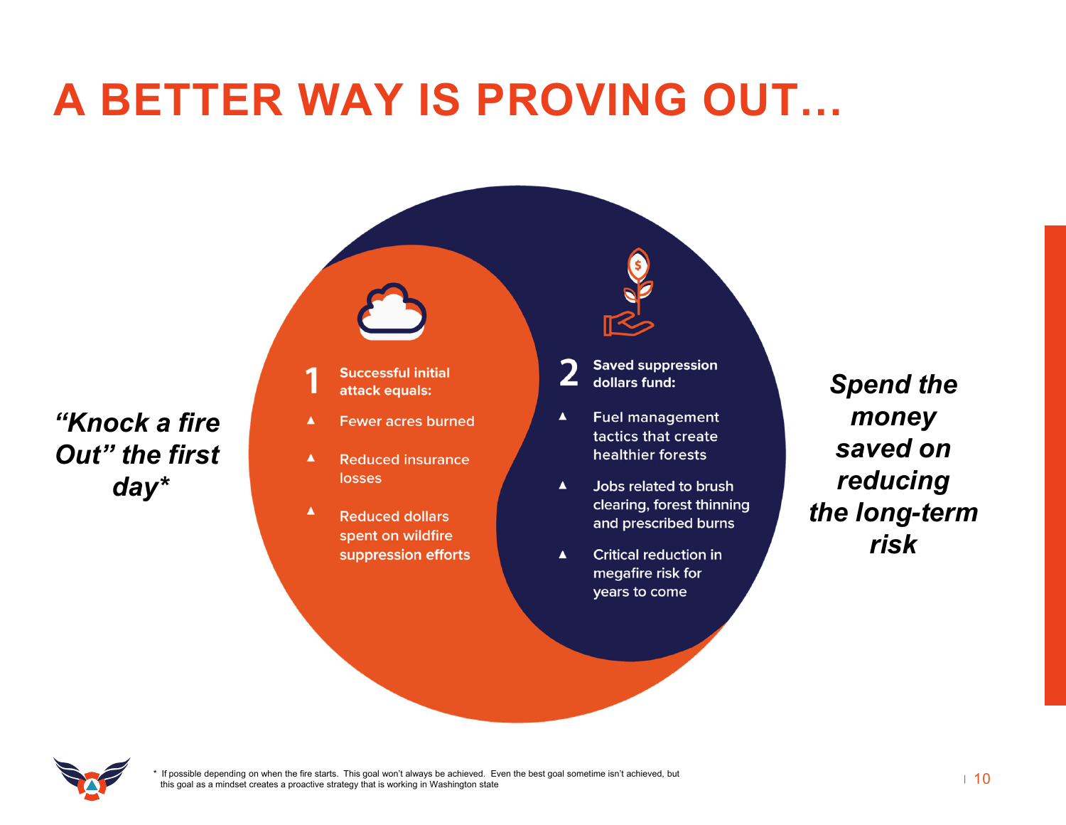# A BETTER WAY IS PROVING OUT…

*"Knock a fire Out" the first day**

**1 Successful initial attack equals:**

- Fewer acres burned
- Reduced insurance losses
- Reduced dollars spent on wildfire suppression efforts

**2 Saved suppression dollars fund:**

- Fuel management tactics that create healthier forests
- Jobs related to brush clearing, forest thinning and prescribed burns
- Critical reduction in megafire risk for years to come

*Spend the money saved on reducing the long-term risk*

\* If possible depending on when the fire starts. This goal won't always be achieved. Even the best goal sometime isn't achieved, but this goal as a mindset creates a proactive strategy that is working in Washington state